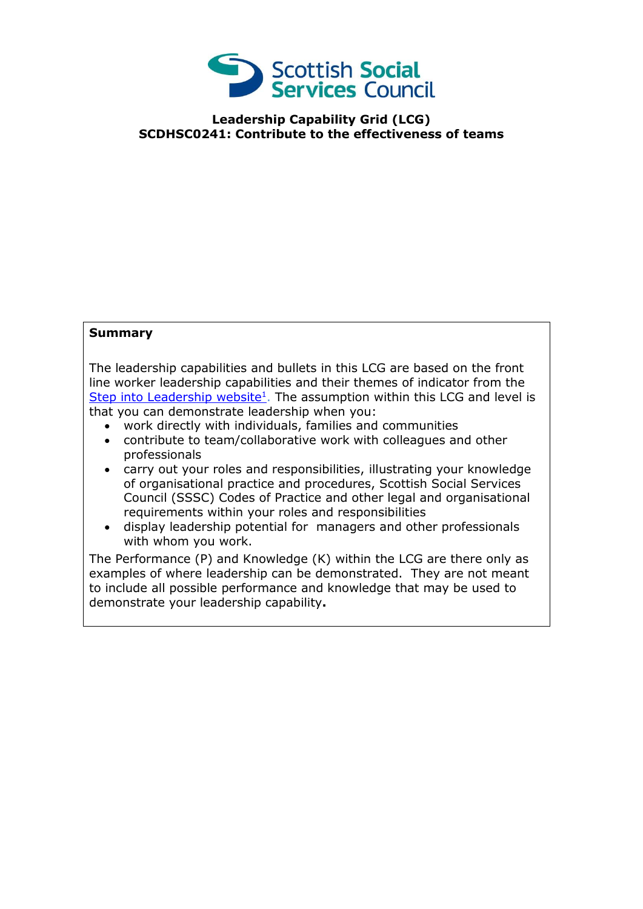**Leadership Capability Grid (LCG)**
**SCDHSC0241: Contribute to the effectiveness of teams**

**Summary**

The leadership capabilities and bullets in this LCG are based on the front line worker leadership capabilities and their themes of indicator from the Step into Leadership website[1]. The assumption within this LCG and level is that you can demonstrate leadership when you:

- work directly with individuals, families and communities
- contribute to team/collaborative work with colleagues and other professionals
- carry out your roles and responsibilities, illustrating your knowledge of organisational practice and procedures, Scottish Social Services Council (SSSC) Codes of Practice and other legal and organisational requirements within your roles and responsibilities
- display leadership potential for managers and other professionals with whom you work.

The Performance (P) and Knowledge (K) within the LCG are there only as examples of where leadership can be demonstrated. They are not meant to include all possible performance and knowledge that may be used to demonstrate your leadership capability**.**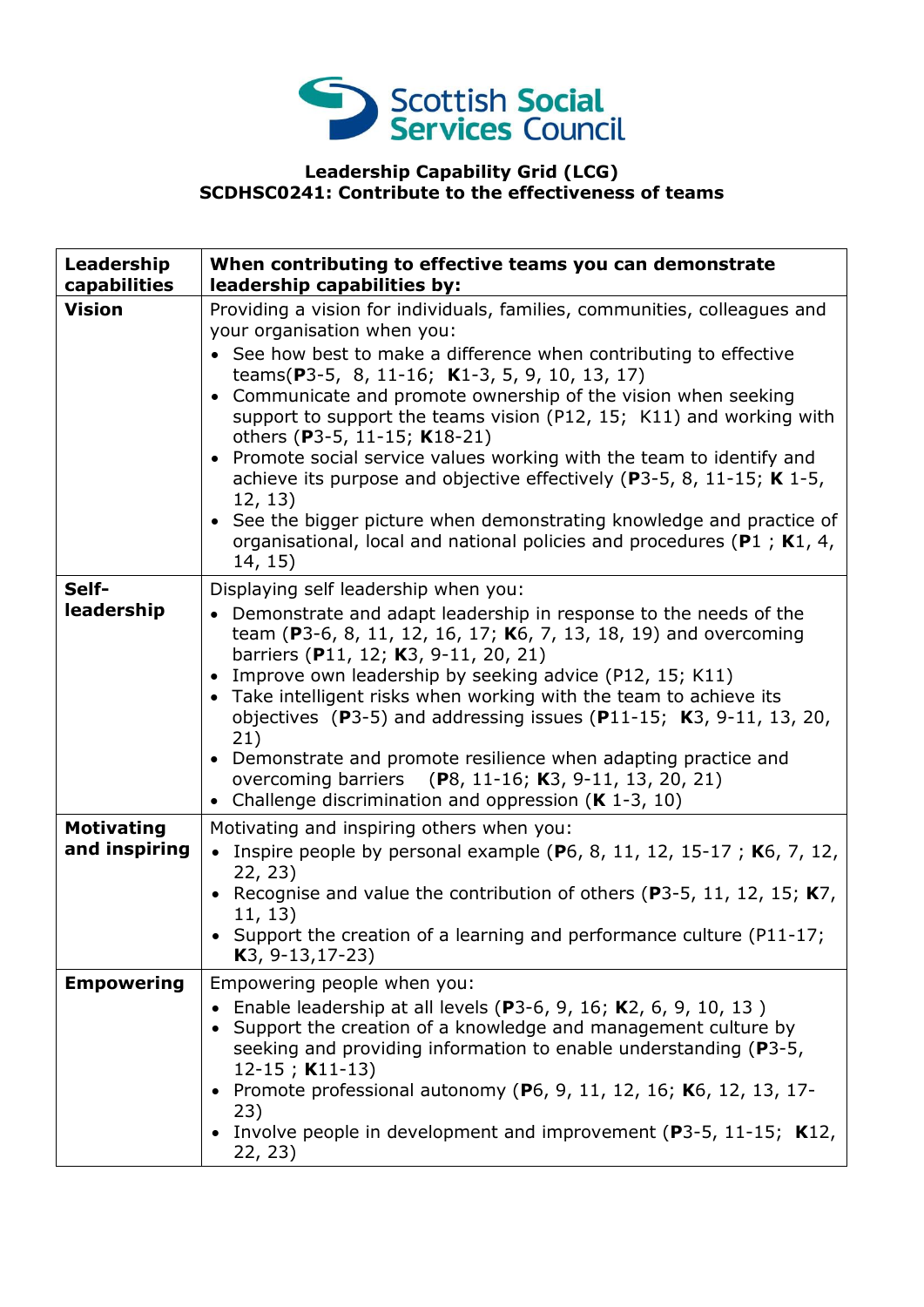Scottish Social Services Council

**Leadership Capability Grid (LCG)**
**SCDHSC0241: Contribute to the effectiveness of teams**

| Leadership capabilities | When contributing to effective teams you can demonstrate leadership capabilities by: |
|---|---|
| **Vision** | Providing a vision for individuals, families, communities, colleagues and your organisation when you:<br>• See how best to make a difference when contributing to effective teams(**P**3-5, 8, 11-16; **K**1-3, 5, 9, 10, 13, 17)<br>• Communicate and promote ownership of the vision when seeking support to support the teams vision (P12, 15; K11) and working with others (**P**3-5, 11-15; **K**18-21)<br>• Promote social service values working with the team to identify and achieve its purpose and objective effectively (**P**3-5, 8, 11-15; **K** 1-5, 12, 13)<br>• See the bigger picture when demonstrating knowledge and practice of organisational, local and national policies and procedures (**P**1 ; **K**1, 4, 14, 15) |
| **Self-leadership** | Displaying self leadership when you:<br>• Demonstrate and adapt leadership in response to the needs of the team (**P**3-6, 8, 11, 12, 16, 17; **K**6, 7, 13, 18, 19) and overcoming barriers (**P**11, 12; **K**3, 9-11, 20, 21)<br>• Improve own leadership by seeking advice (P12, 15; K11)<br>• Take intelligent risks when working with the team to achieve its objectives (**P**3-5) and addressing issues (**P**11-15; **K**3, 9-11, 13, 20, 21)<br>• Demonstrate and promote resilience when adapting practice and overcoming barriers (**P**8, 11-16; **K**3, 9-11, 13, 20, 21)<br>• Challenge discrimination and oppression (**K** 1-3, 10) |
| **Motivating and inspiring** | Motivating and inspiring others when you:<br>• Inspire people by personal example (**P**6, 8, 11, 12, 15-17 ; **K**6, 7, 12, 22, 23)<br>• Recognise and value the contribution of others (**P**3-5, 11, 12, 15; **K**7, 11, 13)<br>• Support the creation of a learning and performance culture (P11-17; **K**3, 9-13,17-23) |
| **Empowering** | Empowering people when you:<br>• Enable leadership at all levels (**P**3-6, 9, 16; **K**2, 6, 9, 10, 13 )<br>• Support the creation of a knowledge and management culture by seeking and providing information to enable understanding (**P**3-5, 12-15 ; **K**11-13)<br>• Promote professional autonomy (**P**6, 9, 11, 12, 16; **K**6, 12, 13, 17-23)<br>• Involve people in development and improvement (**P**3-5, 11-15; **K**12, 22, 23) |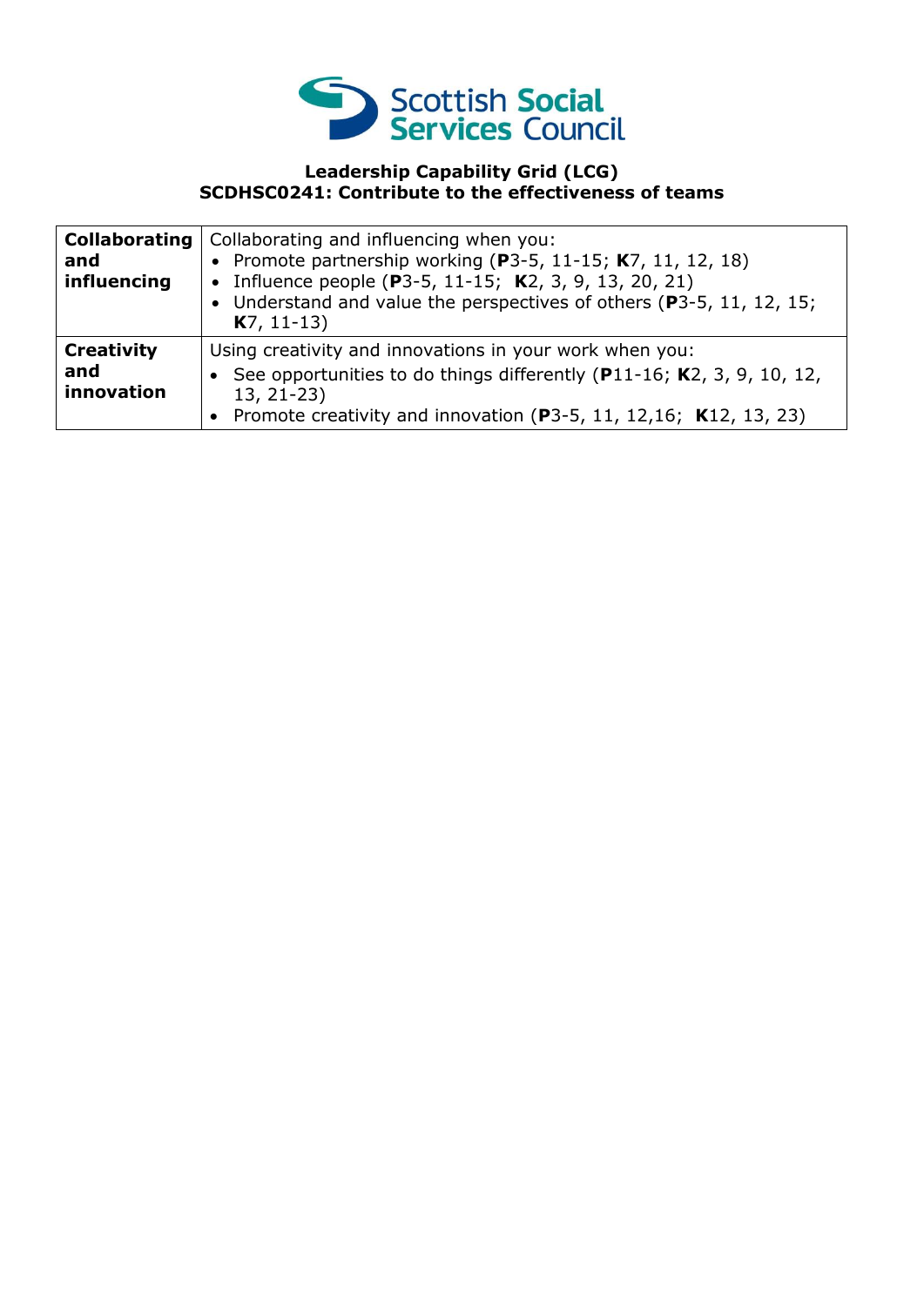Scottish Social Services Council

**Leadership Capability Grid (LCG)**
**SCDHSC0241: Contribute to the effectiveness of teams**

| | |
|---|---|
| **Collaborating and influencing** | Collaborating and influencing when you:<br>• Promote partnership working (**P**3-5, 11-15; **K**7, 11, 12, 18)<br>• Influence people (**P**3-5, 11-15; **K**2, 3, 9, 13, 20, 21)<br>• Understand and value the perspectives of others (**P**3-5, 11, 12, 15; **K**7, 11-13) |
| **Creativity and innovation** | Using creativity and innovations in your work when you:<br>• See opportunities to do things differently (**P**11-16; **K**2, 3, 9, 10, 12, 13, 21-23)<br>• Promote creativity and innovation (**P**3-5, 11, 12,16; **K**12, 13, 23) |